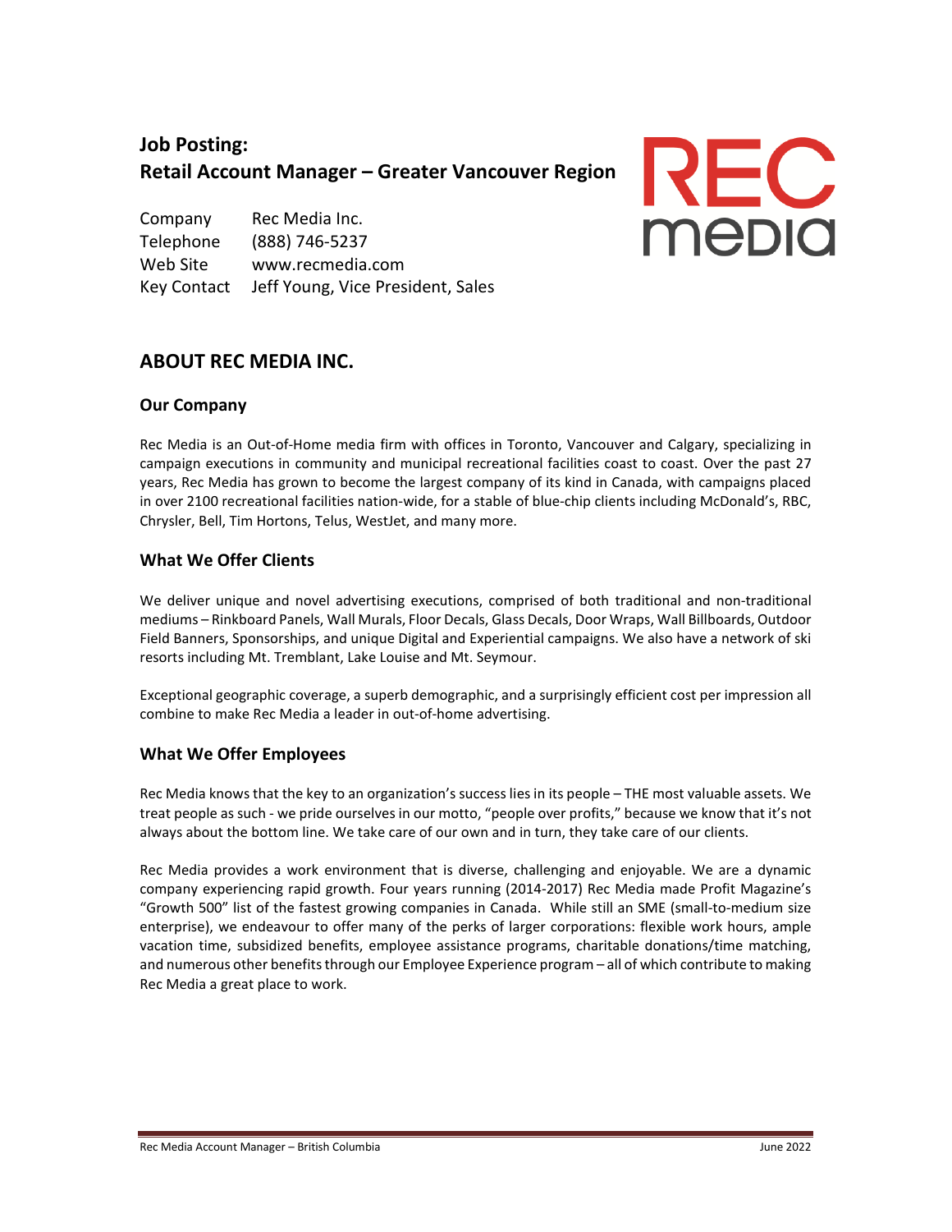# Job Posting:
# Retail Account Manager – Greater Vancouver Region

| | |
|---|---|
| Company | Rec Media Inc. |
| Telephone | (888) 746-5237 |
| Web Site | www.recmedia.com |
| Key Contact | Jeff Young, Vice President, Sales |

## ABOUT REC MEDIA INC.

### Our Company

Rec Media is an Out-of-Home media firm with offices in Toronto, Vancouver and Calgary, specializing in campaign executions in community and municipal recreational facilities coast to coast. Over the past 27 years, Rec Media has grown to become the largest company of its kind in Canada, with campaigns placed in over 2100 recreational facilities nation-wide, for a stable of blue-chip clients including McDonald's, RBC, Chrysler, Bell, Tim Hortons, Telus, WestJet, and many more.

### What We Offer Clients

We deliver unique and novel advertising executions, comprised of both traditional and non-traditional mediums – Rinkboard Panels, Wall Murals, Floor Decals, Glass Decals, Door Wraps, Wall Billboards, Outdoor Field Banners, Sponsorships, and unique Digital and Experiential campaigns. We also have a network of ski resorts including Mt. Tremblant, Lake Louise and Mt. Seymour.

Exceptional geographic coverage, a superb demographic, and a surprisingly efficient cost per impression all combine to make Rec Media a leader in out-of-home advertising.

### What We Offer Employees

Rec Media knows that the key to an organization's success lies in its people – THE most valuable assets. We treat people as such - we pride ourselves in our motto, "people over profits," because we know that it's not always about the bottom line. We take care of our own and in turn, they take care of our clients.

Rec Media provides a work environment that is diverse, challenging and enjoyable. We are a dynamic company experiencing rapid growth. Four years running (2014-2017) Rec Media made Profit Magazine's "Growth 500" list of the fastest growing companies in Canada. While still an SME (small-to-medium size enterprise), we endeavour to offer many of the perks of larger corporations: flexible work hours, ample vacation time, subsidized benefits, employee assistance programs, charitable donations/time matching, and numerous other benefits through our Employee Experience program – all of which contribute to making Rec Media a great place to work.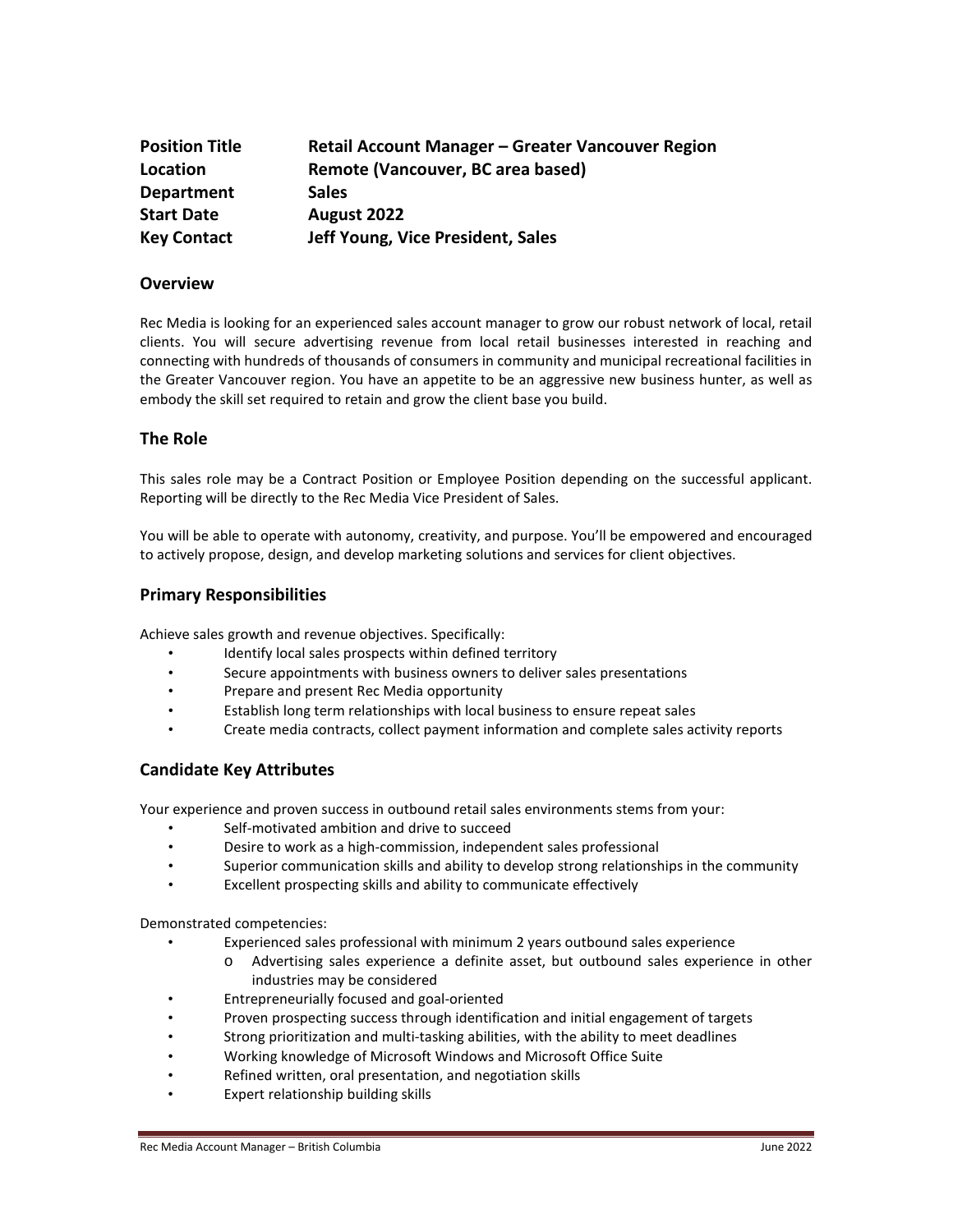| | |
|---|---|
| **Position Title** | **Retail Account Manager – Greater Vancouver Region** |
| **Location** | **Remote (Vancouver, BC area based)** |
| **Department** | **Sales** |
| **Start Date** | **August 2022** |
| **Key Contact** | **Jeff Young, Vice President, Sales** |

## Overview

Rec Media is looking for an experienced sales account manager to grow our robust network of local, retail clients. You will secure advertising revenue from local retail businesses interested in reaching and connecting with hundreds of thousands of consumers in community and municipal recreational facilities in the Greater Vancouver region. You have an appetite to be an aggressive new business hunter, as well as embody the skill set required to retain and grow the client base you build.

## The Role

This sales role may be a Contract Position or Employee Position depending on the successful applicant. Reporting will be directly to the Rec Media Vice President of Sales.

You will be able to operate with autonomy, creativity, and purpose. You'll be empowered and encouraged to actively propose, design, and develop marketing solutions and services for client objectives.

## Primary Responsibilities

Achieve sales growth and revenue objectives. Specifically:

- Identify local sales prospects within defined territory
- Secure appointments with business owners to deliver sales presentations
- Prepare and present Rec Media opportunity
- Establish long term relationships with local business to ensure repeat sales
- Create media contracts, collect payment information and complete sales activity reports

## Candidate Key Attributes

Your experience and proven success in outbound retail sales environments stems from your:

- Self-motivated ambition and drive to succeed
- Desire to work as a high-commission, independent sales professional
- Superior communication skills and ability to develop strong relationships in the community
- Excellent prospecting skills and ability to communicate effectively

Demonstrated competencies:

- Experienced sales professional with minimum 2 years outbound sales experience
  - Advertising sales experience a definite asset, but outbound sales experience in other industries may be considered
- Entrepreneurially focused and goal-oriented
- Proven prospecting success through identification and initial engagement of targets
- Strong prioritization and multi-tasking abilities, with the ability to meet deadlines
- Working knowledge of Microsoft Windows and Microsoft Office Suite
- Refined written, oral presentation, and negotiation skills
- Expert relationship building skills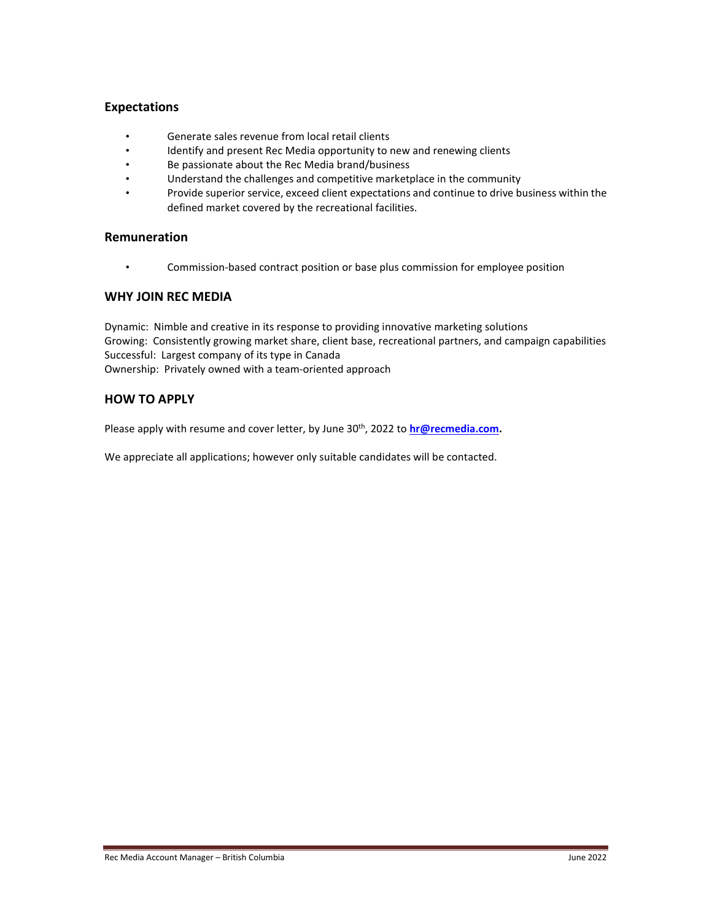### Expectations

- Generate sales revenue from local retail clients
- Identify and present Rec Media opportunity to new and renewing clients
- Be passionate about the Rec Media brand/business
- Understand the challenges and competitive marketplace in the community
- Provide superior service, exceed client expectations and continue to drive business within the defined market covered by the recreational facilities.

### Remuneration

- Commission-based contract position or base plus commission for employee position

## WHY JOIN REC MEDIA

Dynamic: Nimble and creative in its response to providing innovative marketing solutions
Growing: Consistently growing market share, client base, recreational partners, and campaign capabilities
Successful: Largest company of its type in Canada
Ownership: Privately owned with a team-oriented approach

## HOW TO APPLY

Please apply with resume and cover letter, by June 30th, 2022 to **hr@recmedia.com.**

We appreciate all applications; however only suitable candidates will be contacted.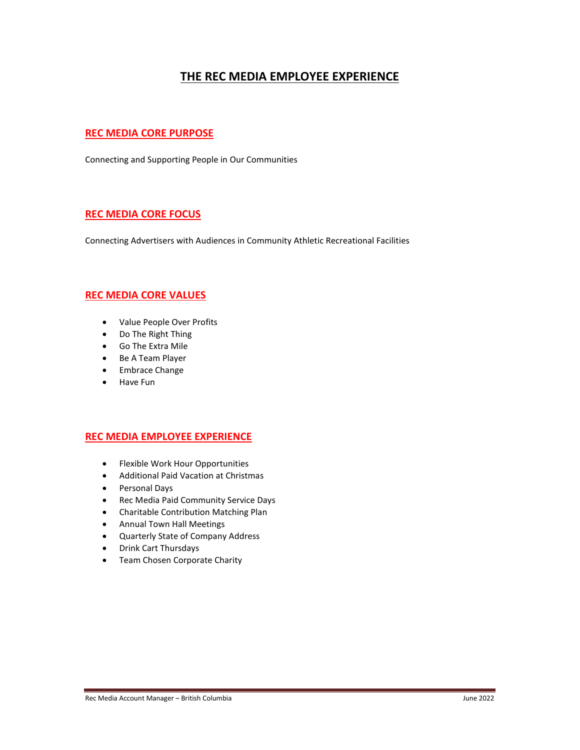# THE REC MEDIA EMPLOYEE EXPERIENCE

## REC MEDIA CORE PURPOSE

Connecting and Supporting People in Our Communities

## REC MEDIA CORE FOCUS

Connecting Advertisers with Audiences in Community Athletic Recreational Facilities

## REC MEDIA CORE VALUES

- Value People Over Profits
- Do The Right Thing
- Go The Extra Mile
- Be A Team Player
- Embrace Change
- Have Fun

## REC MEDIA EMPLOYEE EXPERIENCE

- Flexible Work Hour Opportunities
- Additional Paid Vacation at Christmas
- Personal Days
- Rec Media Paid Community Service Days
- Charitable Contribution Matching Plan
- Annual Town Hall Meetings
- Quarterly State of Company Address
- Drink Cart Thursdays
- Team Chosen Corporate Charity